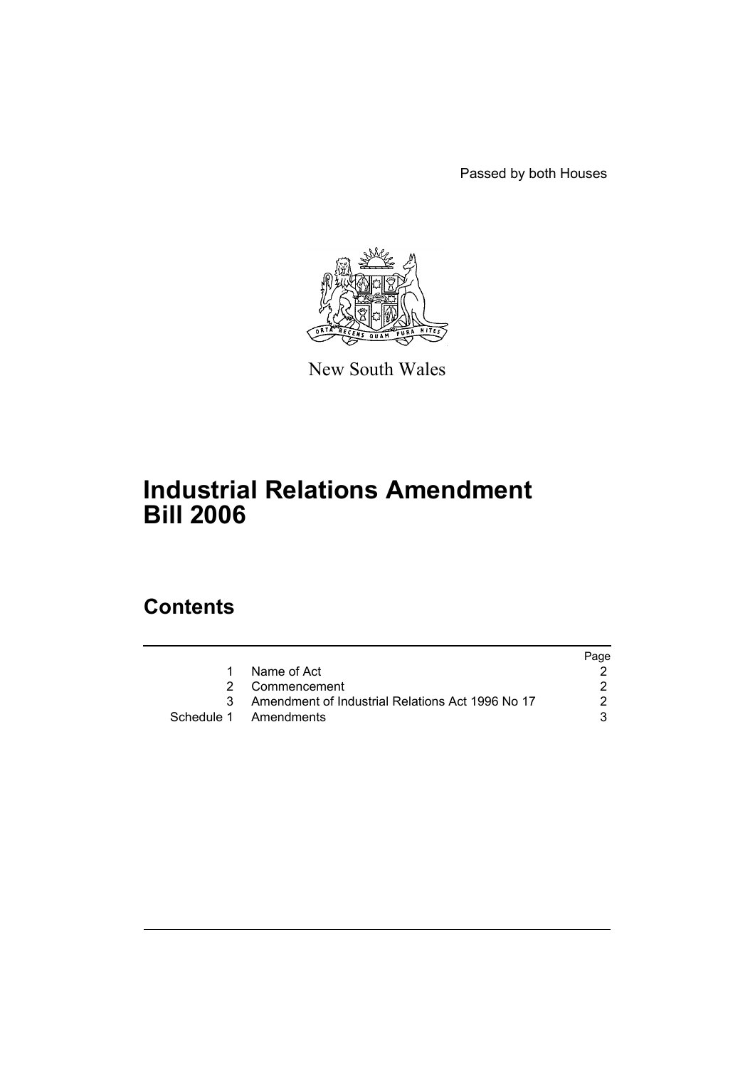Passed by both Houses

New South Wales

# Industrial Relations Amendment Bill 2006

## Contents

| | | Page |
|---|---|---|
| 1 | Name of Act | 2 |
| 2 | Commencement | 2 |
| 3 | Amendment of Industrial Relations Act 1996 No 17 | 2 |
| Schedule 1 | Amendments | 3 |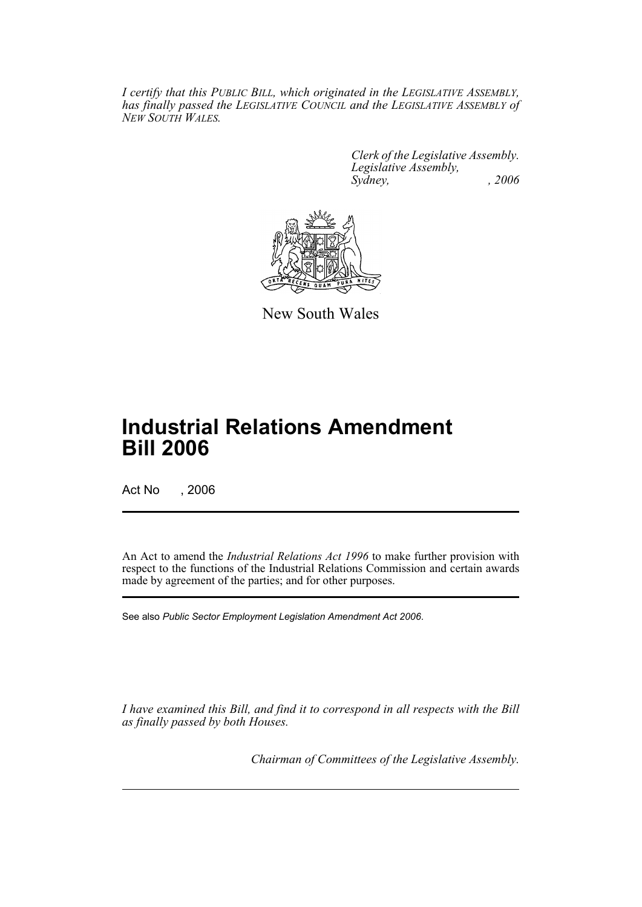*I certify that this PUBLIC BILL, which originated in the LEGISLATIVE ASSEMBLY, has finally passed the LEGISLATIVE COUNCIL and the LEGISLATIVE ASSEMBLY of NEW SOUTH WALES.*

*Clerk of the Legislative Assembly.*
*Legislative Assembly,*
*Sydney, , 2006*

New South Wales

# Industrial Relations Amendment Bill 2006

Act No , 2006

An Act to amend the *Industrial Relations Act 1996* to make further provision with respect to the functions of the Industrial Relations Commission and certain awards made by agreement of the parties; and for other purposes.

See also *Public Sector Employment Legislation Amendment Act 2006*.

*I have examined this Bill, and find it to correspond in all respects with the Bill as finally passed by both Houses.*

*Chairman of Committees of the Legislative Assembly.*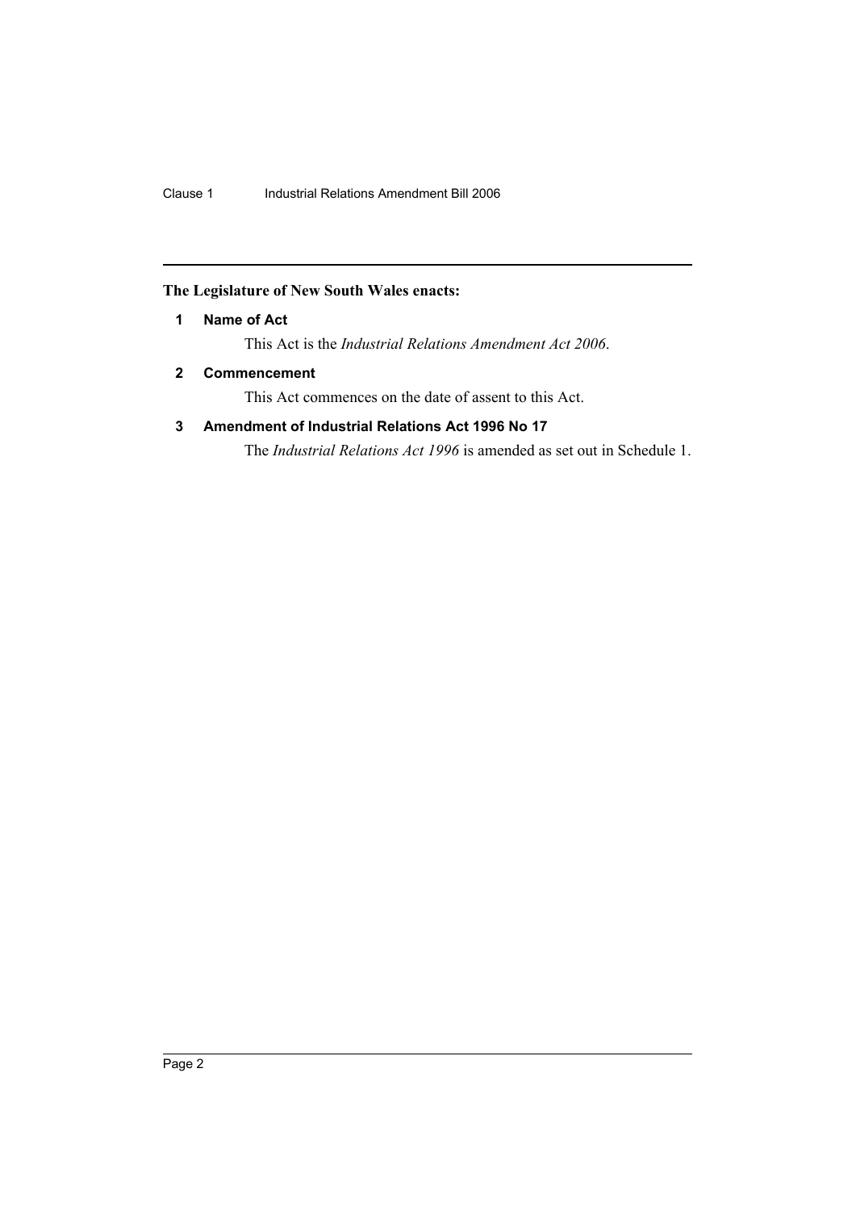**The Legislature of New South Wales enacts:**

## 1 Name of Act

This Act is the *Industrial Relations Amendment Act 2006*.

## 2 Commencement

This Act commences on the date of assent to this Act.

## 3 Amendment of Industrial Relations Act 1996 No 17

The *Industrial Relations Act 1996* is amended as set out in Schedule 1.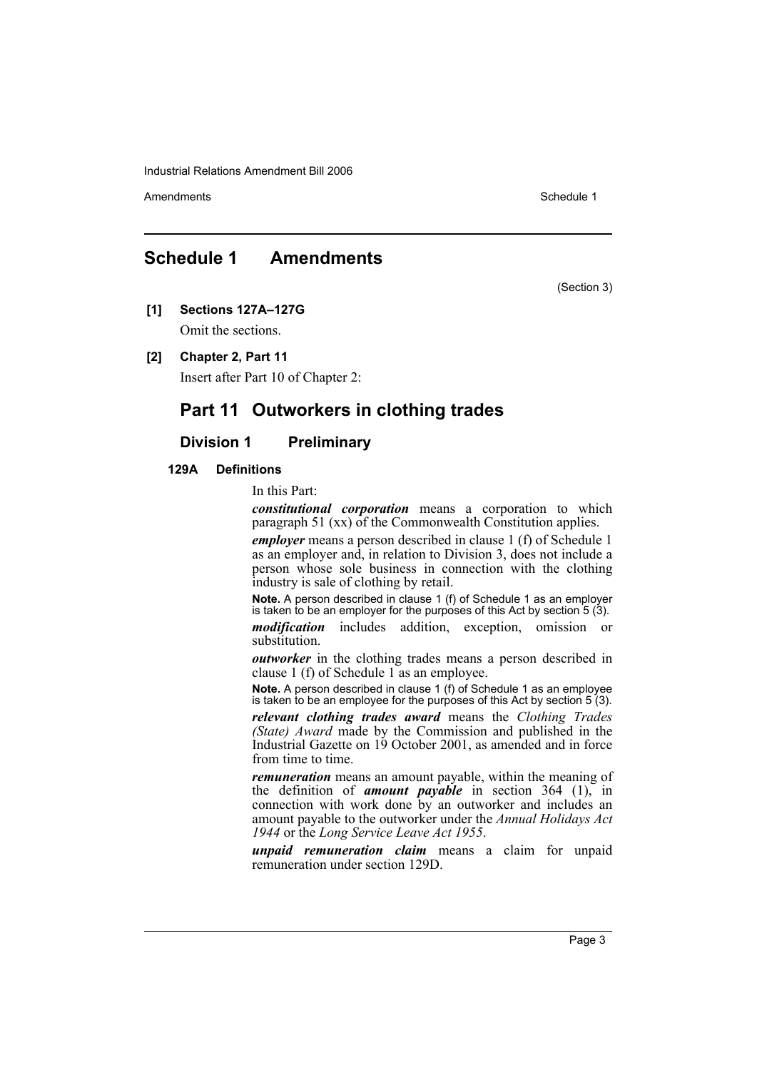## Schedule 1 Amendments

(Section 3)

**[1] Sections 127A–127G**

Omit the sections.

**[2] Chapter 2, Part 11**

Insert after Part 10 of Chapter 2:

## Part 11 Outworkers in clothing trades

### Division 1 Preliminary

#### 129A Definitions

In this Part:

***constitutional corporation*** means a corporation to which paragraph 51 (xx) of the Commonwealth Constitution applies.

***employer*** means a person described in clause 1 (f) of Schedule 1 as an employer and, in relation to Division 3, does not include a person whose sole business in connection with the clothing industry is sale of clothing by retail.

**Note.** A person described in clause 1 (f) of Schedule 1 as an employer is taken to be an employer for the purposes of this Act by section 5 (3).

***modification*** includes addition, exception, omission or substitution.

***outworker*** in the clothing trades means a person described in clause 1 (f) of Schedule 1 as an employee.

**Note.** A person described in clause 1 (f) of Schedule 1 as an employee is taken to be an employee for the purposes of this Act by section 5 (3).

***relevant clothing trades award*** means the *Clothing Trades (State) Award* made by the Commission and published in the Industrial Gazette on 19 October 2001, as amended and in force from time to time.

***remuneration*** means an amount payable, within the meaning of the definition of ***amount payable*** in section 364 (1), in connection with work done by an outworker and includes an amount payable to the outworker under the *Annual Holidays Act 1944* or the *Long Service Leave Act 1955*.

***unpaid remuneration claim*** means a claim for unpaid remuneration under section 129D.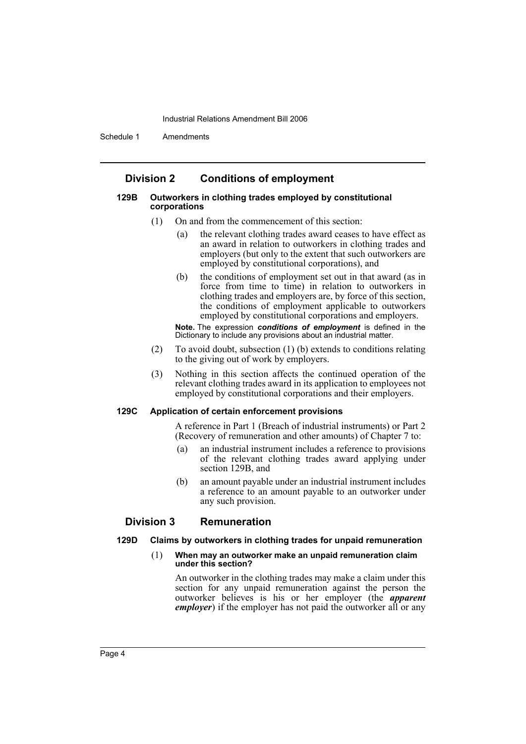## Division 2 Conditions of employment

### 129B Outworkers in clothing trades employed by constitutional corporations

(1) On and from the commencement of this section:

(a) the relevant clothing trades award ceases to have effect as an award in relation to outworkers in clothing trades and employers (but only to the extent that such outworkers are employed by constitutional corporations), and

(b) the conditions of employment set out in that award (as in force from time to time) in relation to outworkers in clothing trades and employers are, by force of this section, the conditions of employment applicable to outworkers employed by constitutional corporations and employers.

**Note.** The expression ***conditions of employment*** is defined in the Dictionary to include any provisions about an industrial matter.

(2) To avoid doubt, subsection (1) (b) extends to conditions relating to the giving out of work by employers.

(3) Nothing in this section affects the continued operation of the relevant clothing trades award in its application to employees not employed by constitutional corporations and their employers.

### 129C Application of certain enforcement provisions

A reference in Part 1 (Breach of industrial instruments) or Part 2 (Recovery of remuneration and other amounts) of Chapter 7 to:

(a) an industrial instrument includes a reference to provisions of the relevant clothing trades award applying under section 129B, and

(b) an amount payable under an industrial instrument includes a reference to an amount payable to an outworker under any such provision.

## Division 3 Remuneration

### 129D Claims by outworkers in clothing trades for unpaid remuneration

(1) **When may an outworker make an unpaid remuneration claim under this section?**

An outworker in the clothing trades may make a claim under this section for any unpaid remuneration against the person the outworker believes is his or her employer (the ***apparent employer***) if the employer has not paid the outworker all or any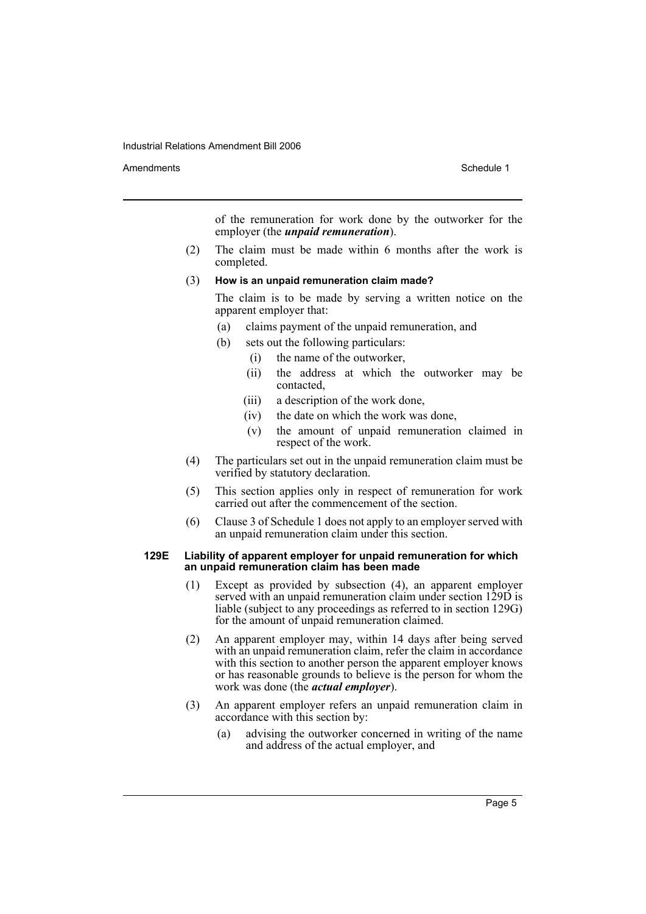of the remuneration for work done by the outworker for the employer (the ***unpaid remuneration***).

(2) The claim must be made within 6 months after the work is completed.

(3) **How is an unpaid remuneration claim made?**

The claim is to be made by serving a written notice on the apparent employer that:

(a) claims payment of the unpaid remuneration, and

(b) sets out the following particulars:

(i) the name of the outworker,

(ii) the address at which the outworker may be contacted,

(iii) a description of the work done,

(iv) the date on which the work was done,

(v) the amount of unpaid remuneration claimed in respect of the work.

(4) The particulars set out in the unpaid remuneration claim must be verified by statutory declaration.

(5) This section applies only in respect of remuneration for work carried out after the commencement of the section.

(6) Clause 3 of Schedule 1 does not apply to an employer served with an unpaid remuneration claim under this section.

#### 129E Liability of apparent employer for unpaid remuneration for which an unpaid remuneration claim has been made

(1) Except as provided by subsection (4), an apparent employer served with an unpaid remuneration claim under section 129D is liable (subject to any proceedings as referred to in section 129G) for the amount of unpaid remuneration claimed.

(2) An apparent employer may, within 14 days after being served with an unpaid remuneration claim, refer the claim in accordance with this section to another person the apparent employer knows or has reasonable grounds to believe is the person for whom the work was done (the ***actual employer***).

(3) An apparent employer refers an unpaid remuneration claim in accordance with this section by:

(a) advising the outworker concerned in writing of the name and address of the actual employer, and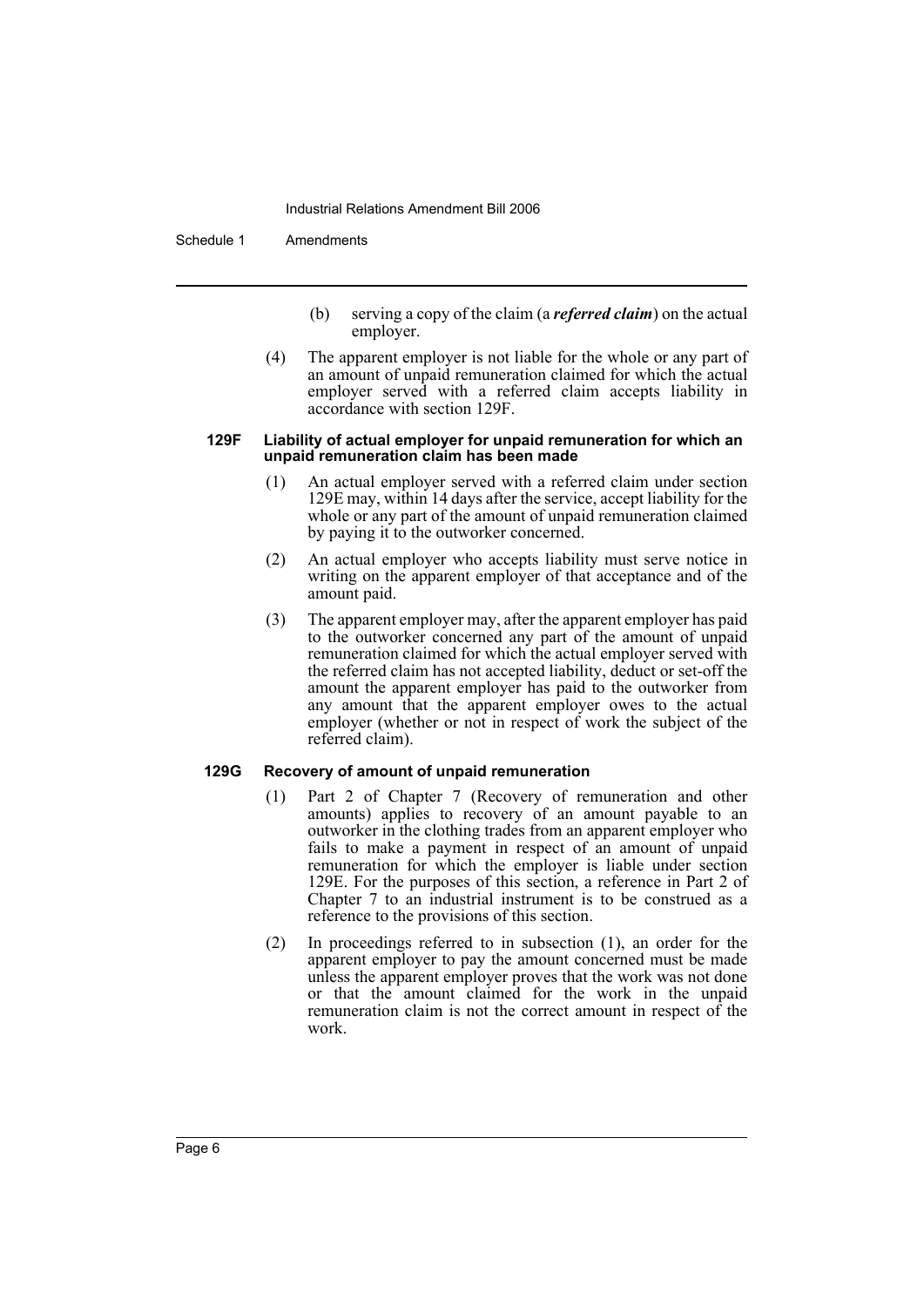(b) serving a copy of the claim (a ***referred claim***) on the actual employer.

(4) The apparent employer is not liable for the whole or any part of an amount of unpaid remuneration claimed for which the actual employer served with a referred claim accepts liability in accordance with section 129F.

#### 129F Liability of actual employer for unpaid remuneration for which an unpaid remuneration claim has been made

(1) An actual employer served with a referred claim under section 129E may, within 14 days after the service, accept liability for the whole or any part of the amount of unpaid remuneration claimed by paying it to the outworker concerned.

(2) An actual employer who accepts liability must serve notice in writing on the apparent employer of that acceptance and of the amount paid.

(3) The apparent employer may, after the apparent employer has paid to the outworker concerned any part of the amount of unpaid remuneration claimed for which the actual employer served with the referred claim has not accepted liability, deduct or set-off the amount the apparent employer has paid to the outworker from any amount that the apparent employer owes to the actual employer (whether or not in respect of work the subject of the referred claim).

#### 129G Recovery of amount of unpaid remuneration

(1) Part 2 of Chapter 7 (Recovery of remuneration and other amounts) applies to recovery of an amount payable to an outworker in the clothing trades from an apparent employer who fails to make a payment in respect of an amount of unpaid remuneration for which the employer is liable under section 129E. For the purposes of this section, a reference in Part 2 of Chapter 7 to an industrial instrument is to be construed as a reference to the provisions of this section.

(2) In proceedings referred to in subsection (1), an order for the apparent employer to pay the amount concerned must be made unless the apparent employer proves that the work was not done or that the amount claimed for the work in the unpaid remuneration claim is not the correct amount in respect of the work.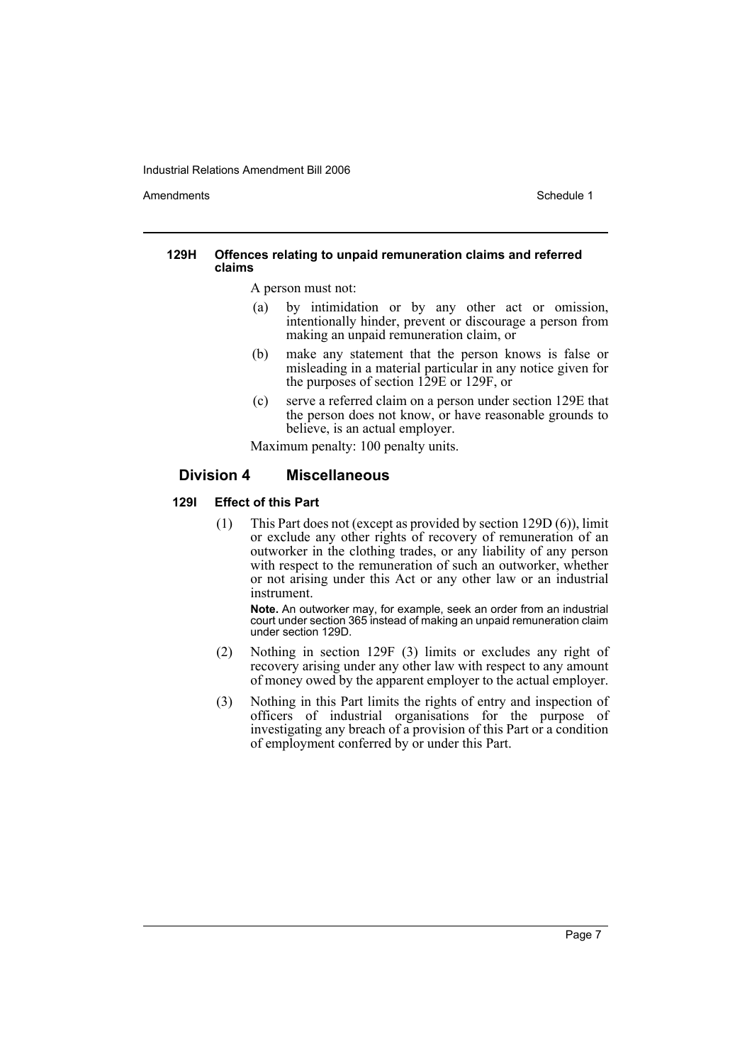#### 129H Offences relating to unpaid remuneration claims and referred claims

A person must not:

(a) by intimidation or by any other act or omission, intentionally hinder, prevent or discourage a person from making an unpaid remuneration claim, or

(b) make any statement that the person knows is false or misleading in a material particular in any notice given for the purposes of section 129E or 129F, or

(c) serve a referred claim on a person under section 129E that the person does not know, or have reasonable grounds to believe, is an actual employer.

Maximum penalty: 100 penalty units.

### Division 4 Miscellaneous

#### 129I Effect of this Part

(1) This Part does not (except as provided by section 129D (6)), limit or exclude any other rights of recovery of remuneration of an outworker in the clothing trades, or any liability of any person with respect to the remuneration of such an outworker, whether or not arising under this Act or any other law or an industrial instrument.

**Note.** An outworker may, for example, seek an order from an industrial court under section 365 instead of making an unpaid remuneration claim under section 129D.

(2) Nothing in section 129F (3) limits or excludes any right of recovery arising under any other law with respect to any amount of money owed by the apparent employer to the actual employer.

(3) Nothing in this Part limits the rights of entry and inspection of officers of industrial organisations for the purpose of investigating any breach of a provision of this Part or a condition of employment conferred by or under this Part.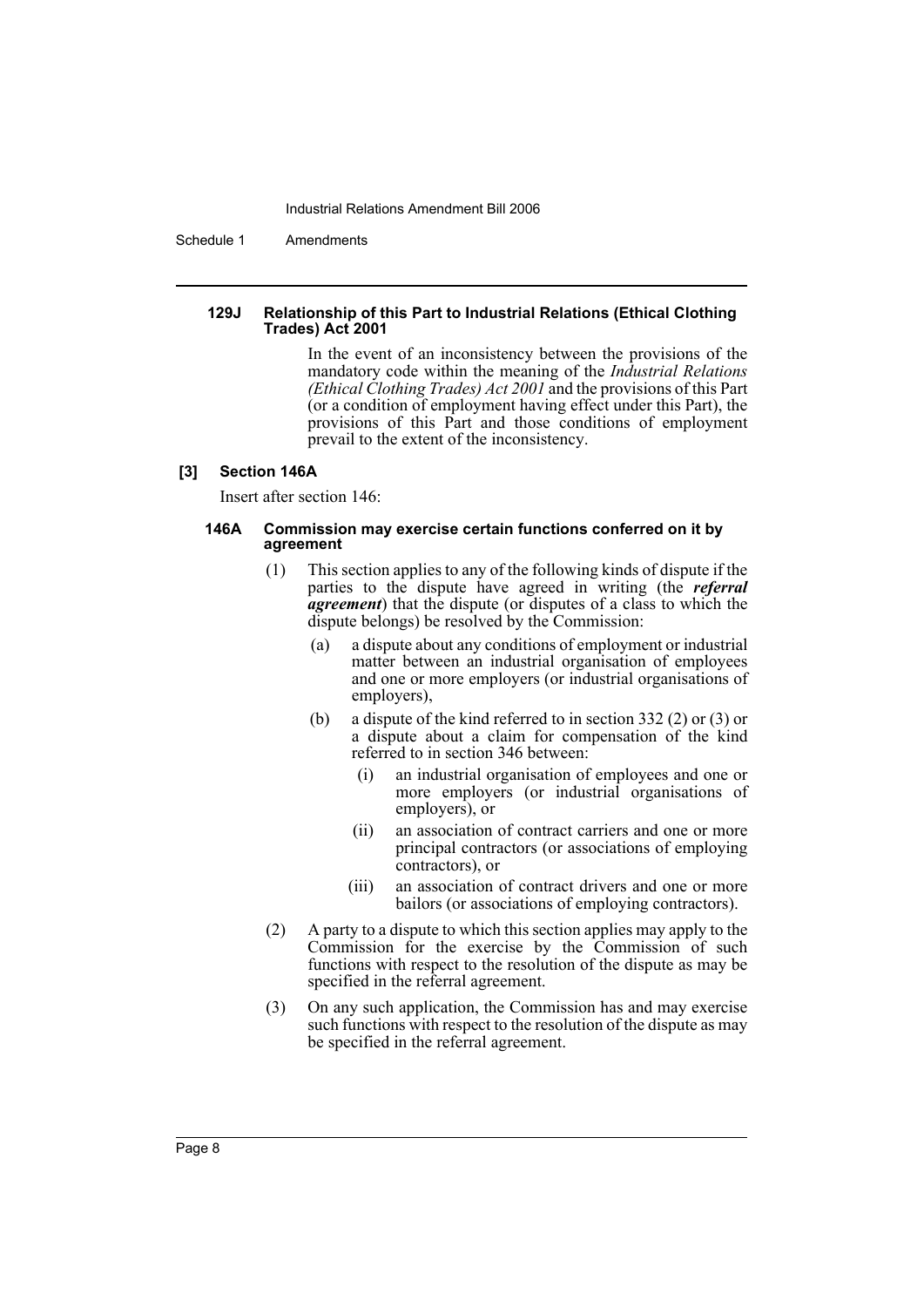#### 129J Relationship of this Part to Industrial Relations (Ethical Clothing Trades) Act 2001

In the event of an inconsistency between the provisions of the mandatory code within the meaning of the *Industrial Relations (Ethical Clothing Trades) Act 2001* and the provisions of this Part (or a condition of employment having effect under this Part), the provisions of this Part and those conditions of employment prevail to the extent of the inconsistency.

### [3] Section 146A

Insert after section 146:

#### 146A Commission may exercise certain functions conferred on it by agreement

(1) This section applies to any of the following kinds of dispute if the parties to the dispute have agreed in writing (the ***referral agreement***) that the dispute (or disputes of a class to which the dispute belongs) be resolved by the Commission:

(a) a dispute about any conditions of employment or industrial matter between an industrial organisation of employees and one or more employers (or industrial organisations of employers),

(b) a dispute of the kind referred to in section 332 (2) or (3) or a dispute about a claim for compensation of the kind referred to in section 346 between:

(i) an industrial organisation of employees and one or more employers (or industrial organisations of employers), or

(ii) an association of contract carriers and one or more principal contractors (or associations of employing contractors), or

(iii) an association of contract drivers and one or more bailors (or associations of employing contractors).

(2) A party to a dispute to which this section applies may apply to the Commission for the exercise by the Commission of such functions with respect to the resolution of the dispute as may be specified in the referral agreement.

(3) On any such application, the Commission has and may exercise such functions with respect to the resolution of the dispute as may be specified in the referral agreement.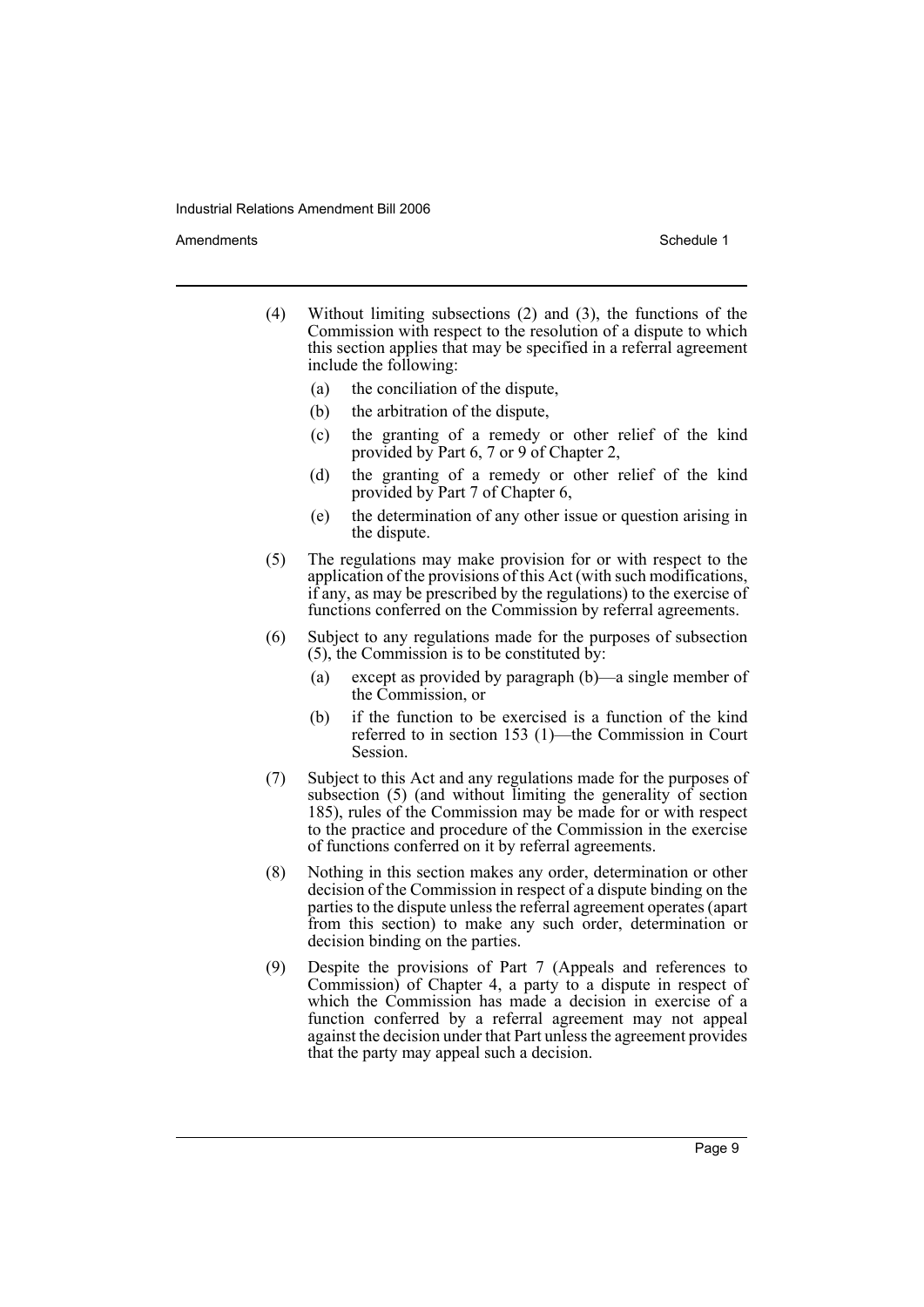(4) Without limiting subsections (2) and (3), the functions of the Commission with respect to the resolution of a dispute to which this section applies that may be specified in a referral agreement include the following:

  (a) the conciliation of the dispute,

  (b) the arbitration of the dispute,

  (c) the granting of a remedy or other relief of the kind provided by Part 6, 7 or 9 of Chapter 2,

  (d) the granting of a remedy or other relief of the kind provided by Part 7 of Chapter 6,

  (e) the determination of any other issue or question arising in the dispute.

(5) The regulations may make provision for or with respect to the application of the provisions of this Act (with such modifications, if any, as may be prescribed by the regulations) to the exercise of functions conferred on the Commission by referral agreements.

(6) Subject to any regulations made for the purposes of subsection (5), the Commission is to be constituted by:

  (a) except as provided by paragraph (b)—a single member of the Commission, or

  (b) if the function to be exercised is a function of the kind referred to in section 153 (1)—the Commission in Court Session.

(7) Subject to this Act and any regulations made for the purposes of subsection (5) (and without limiting the generality of section 185), rules of the Commission may be made for or with respect to the practice and procedure of the Commission in the exercise of functions conferred on it by referral agreements.

(8) Nothing in this section makes any order, determination or other decision of the Commission in respect of a dispute binding on the parties to the dispute unless the referral agreement operates (apart from this section) to make any such order, determination or decision binding on the parties.

(9) Despite the provisions of Part 7 (Appeals and references to Commission) of Chapter 4, a party to a dispute in respect of which the Commission has made a decision in exercise of a function conferred by a referral agreement may not appeal against the decision under that Part unless the agreement provides that the party may appeal such a decision.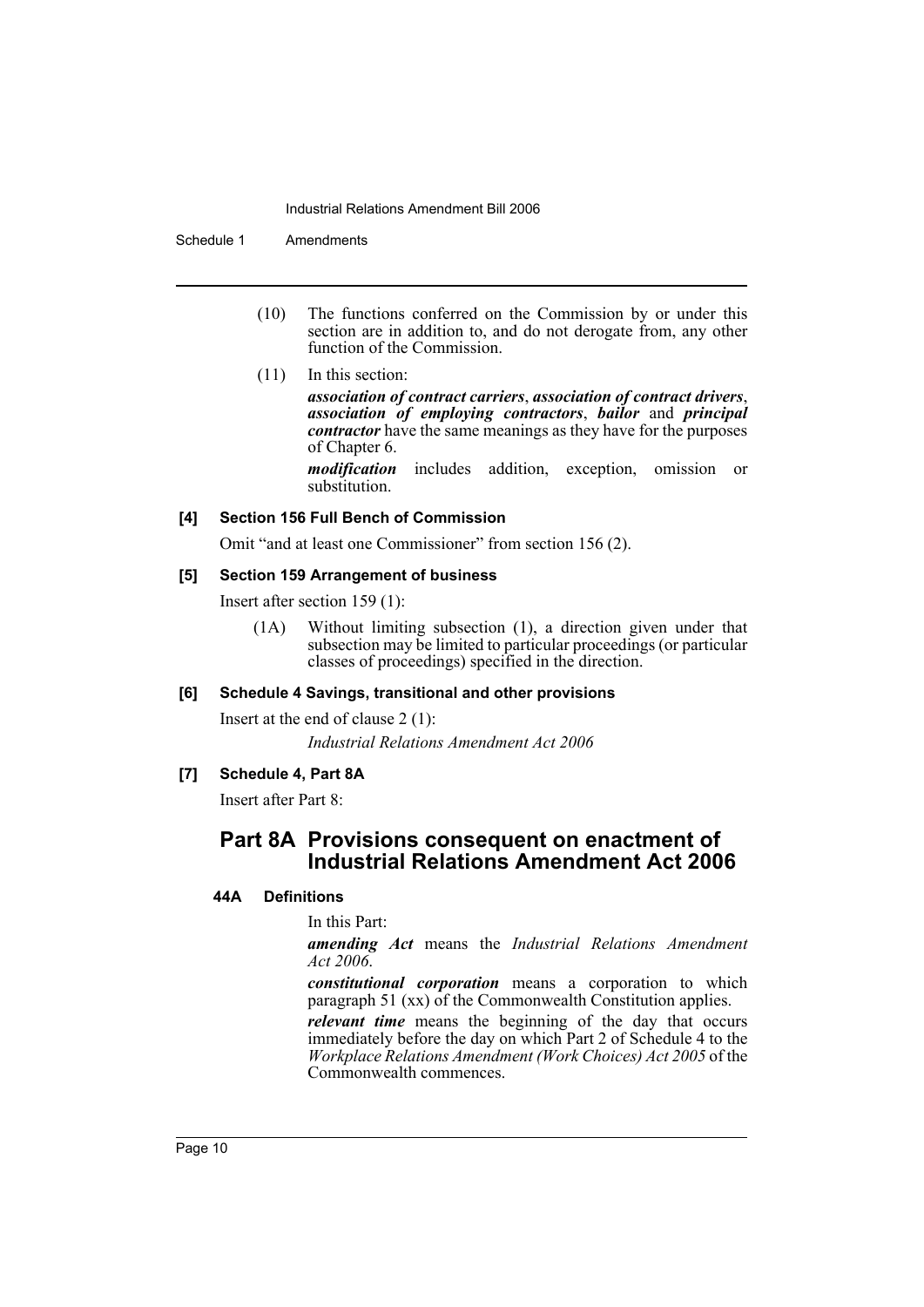(10) The functions conferred on the Commission by or under this section are in addition to, and do not derogate from, any other function of the Commission.

(11) In this section:

***association of contract carriers***, ***association of contract drivers***, ***association of employing contractors***, ***bailor*** and ***principal contractor*** have the same meanings as they have for the purposes of Chapter 6.

***modification*** includes addition, exception, omission or substitution.

### [4] Section 156 Full Bench of Commission

Omit "and at least one Commissioner" from section 156 (2).

### [5] Section 159 Arrangement of business

Insert after section 159 (1):

(1A) Without limiting subsection (1), a direction given under that subsection may be limited to particular proceedings (or particular classes of proceedings) specified in the direction.

### [6] Schedule 4 Savings, transitional and other provisions

Insert at the end of clause 2 (1):

*Industrial Relations Amendment Act 2006*

### [7] Schedule 4, Part 8A

Insert after Part 8:

## Part 8A Provisions consequent on enactment of Industrial Relations Amendment Act 2006

#### 44A Definitions

In this Part:

***amending Act*** means the *Industrial Relations Amendment Act 2006*.

***constitutional corporation*** means a corporation to which paragraph 51 (xx) of the Commonwealth Constitution applies.

***relevant time*** means the beginning of the day that occurs immediately before the day on which Part 2 of Schedule 4 to the *Workplace Relations Amendment (Work Choices) Act 2005* of the Commonwealth commences.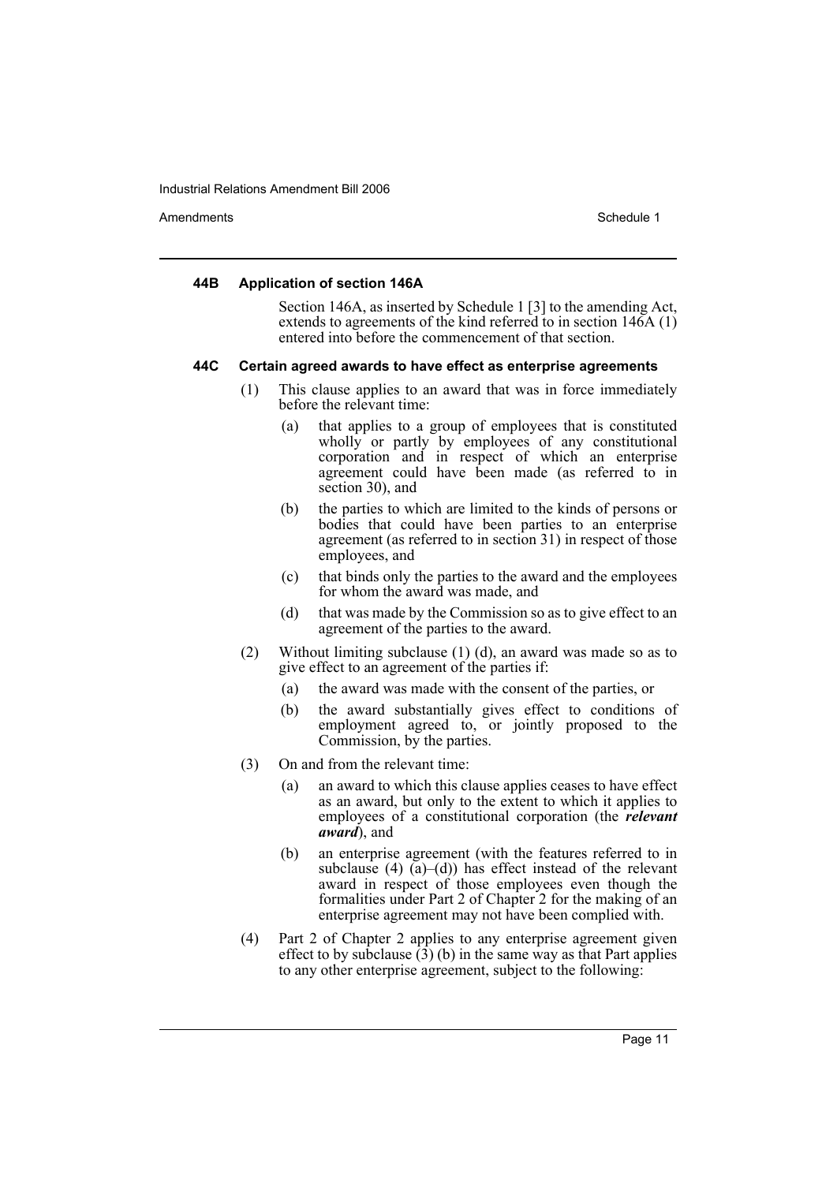#### 44B Application of section 146A

Section 146A, as inserted by Schedule 1 [3] to the amending Act, extends to agreements of the kind referred to in section 146A (1) entered into before the commencement of that section.

#### 44C Certain agreed awards to have effect as enterprise agreements

(1) This clause applies to an award that was in force immediately before the relevant time:

(a) that applies to a group of employees that is constituted wholly or partly by employees of any constitutional corporation and in respect of which an enterprise agreement could have been made (as referred to in section 30), and

(b) the parties to which are limited to the kinds of persons or bodies that could have been parties to an enterprise agreement (as referred to in section 31) in respect of those employees, and

(c) that binds only the parties to the award and the employees for whom the award was made, and

(d) that was made by the Commission so as to give effect to an agreement of the parties to the award.

(2) Without limiting subclause (1) (d), an award was made so as to give effect to an agreement of the parties if:

(a) the award was made with the consent of the parties, or

(b) the award substantially gives effect to conditions of employment agreed to, or jointly proposed to the Commission, by the parties.

(3) On and from the relevant time:

(a) an award to which this clause applies ceases to have effect as an award, but only to the extent to which it applies to employees of a constitutional corporation (the ***relevant award***), and

(b) an enterprise agreement (with the features referred to in subclause (4) (a)–(d)) has effect instead of the relevant award in respect of those employees even though the formalities under Part 2 of Chapter 2 for the making of an enterprise agreement may not have been complied with.

(4) Part 2 of Chapter 2 applies to any enterprise agreement given effect to by subclause (3) (b) in the same way as that Part applies to any other enterprise agreement, subject to the following: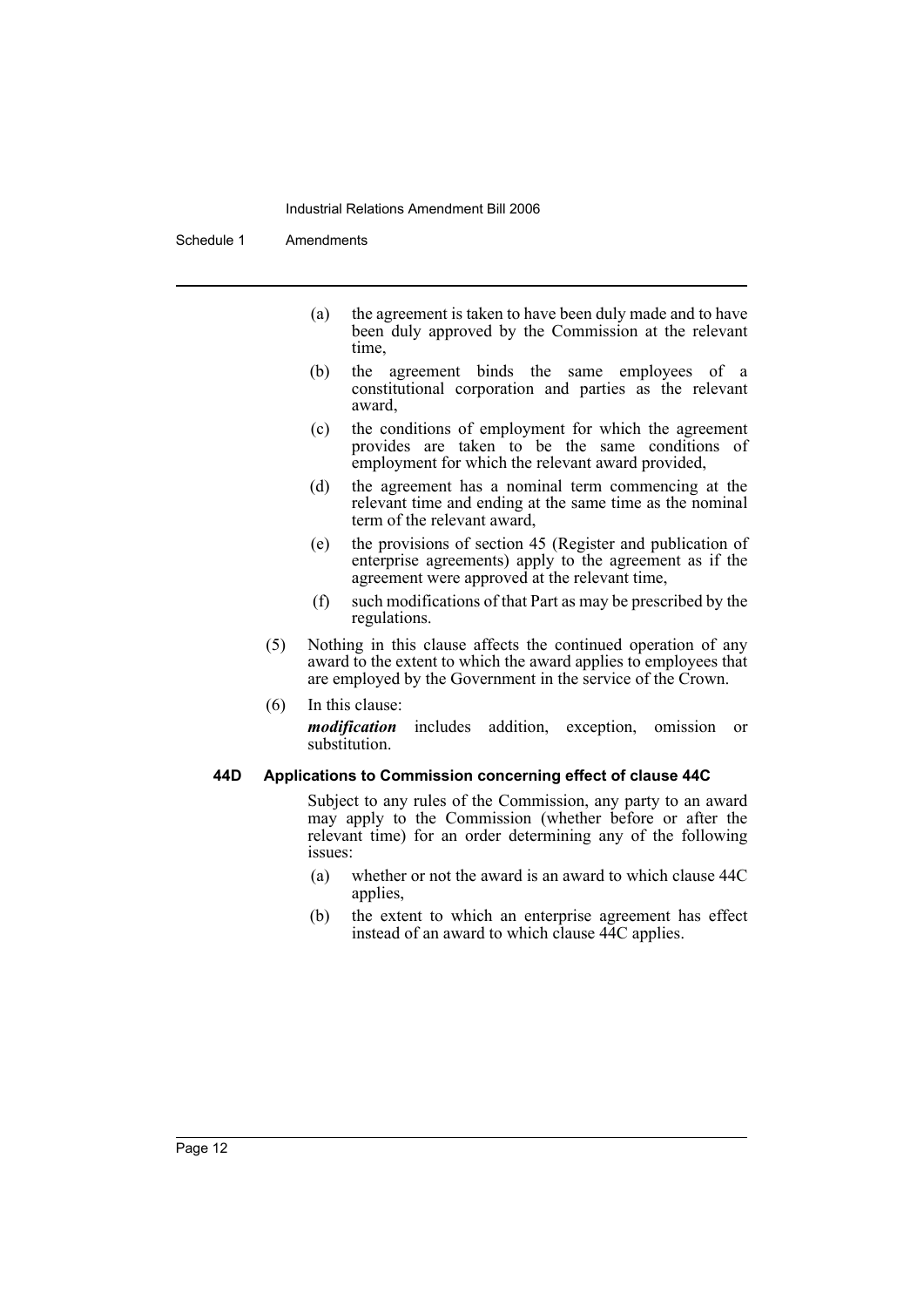(a) the agreement is taken to have been duly made and to have been duly approved by the Commission at the relevant time,

(b) the agreement binds the same employees of a constitutional corporation and parties as the relevant award,

(c) the conditions of employment for which the agreement provides are taken to be the same conditions of employment for which the relevant award provided,

(d) the agreement has a nominal term commencing at the relevant time and ending at the same time as the nominal term of the relevant award,

(e) the provisions of section 45 (Register and publication of enterprise agreements) apply to the agreement as if the agreement were approved at the relevant time,

(f) such modifications of that Part as may be prescribed by the regulations.

(5) Nothing in this clause affects the continued operation of any award to the extent to which the award applies to employees that are employed by the Government in the service of the Crown.

(6) In this clause:

***modification*** includes addition, exception, omission or substitution.

#### 44D Applications to Commission concerning effect of clause 44C

Subject to any rules of the Commission, any party to an award may apply to the Commission (whether before or after the relevant time) for an order determining any of the following issues:

(a) whether or not the award is an award to which clause 44C applies,

(b) the extent to which an enterprise agreement has effect instead of an award to which clause 44C applies.